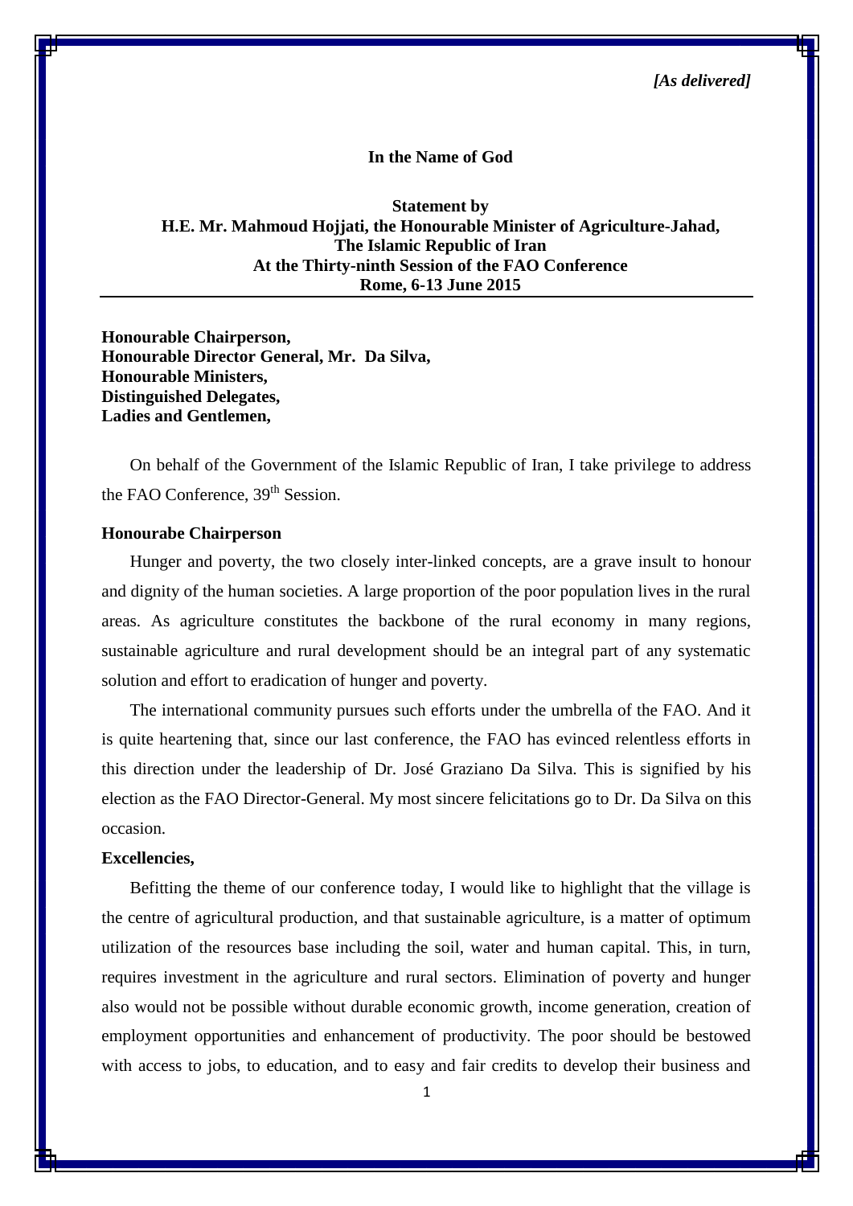*[As delivered]*

**In the Name of God**

**Statement by**
**H.E. Mr. Mahmoud Hojjati, the Honourable Minister of Agriculture-Jahad,**
**The Islamic Republic of Iran**
**At the Thirty-ninth Session of the FAO Conference**
**Rome, 6-13 June 2015**

---

**Honourable Chairperson,**
**Honourable Director General, Mr. Da Silva,**
**Honourable Ministers,**
**Distinguished Delegates,**
**Ladies and Gentlemen,**

On behalf of the Government of the Islamic Republic of Iran, I take privilege to address the FAO Conference, 39th Session.

**Honourabe Chairperson**

Hunger and poverty, the two closely inter-linked concepts, are a grave insult to honour and dignity of the human societies. A large proportion of the poor population lives in the rural areas. As agriculture constitutes the backbone of the rural economy in many regions, sustainable agriculture and rural development should be an integral part of any systematic solution and effort to eradication of hunger and poverty.

The international community pursues such efforts under the umbrella of the FAO. And it is quite heartening that, since our last conference, the FAO has evinced relentless efforts in this direction under the leadership of Dr. José Graziano Da Silva. This is signified by his election as the FAO Director-General. My most sincere felicitations go to Dr. Da Silva on this occasion.

**Excellencies,**

Befitting the theme of our conference today, I would like to highlight that the village is the centre of agricultural production, and that sustainable agriculture, is a matter of optimum utilization of the resources base including the soil, water and human capital. This, in turn, requires investment in the agriculture and rural sectors. Elimination of poverty and hunger also would not be possible without durable economic growth, income generation, creation of employment opportunities and enhancement of productivity. The poor should be bestowed with access to jobs, to education, and to easy and fair credits to develop their business and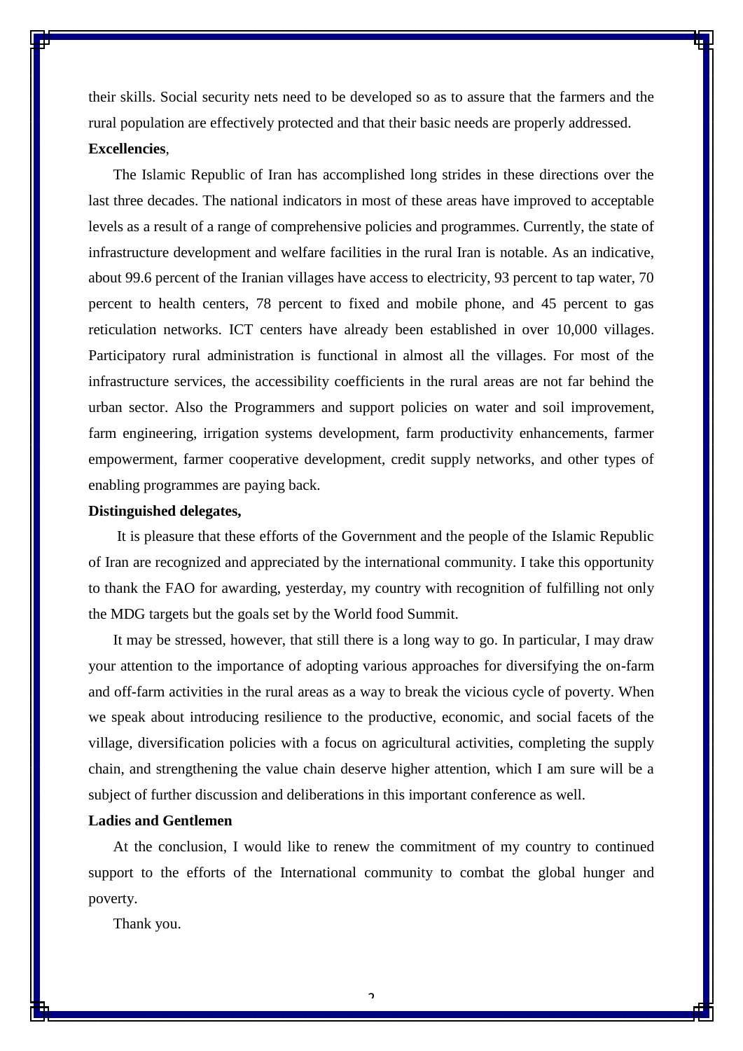their skills. Social security nets need to be developed so as to assure that the farmers and the rural population are effectively protected and that their basic needs are properly addressed.

**Excellencies**,

The Islamic Republic of Iran has accomplished long strides in these directions over the last three decades. The national indicators in most of these areas have improved to acceptable levels as a result of a range of comprehensive policies and programmes. Currently, the state of infrastructure development and welfare facilities in the rural Iran is notable. As an indicative, about 99.6 percent of the Iranian villages have access to electricity, 93 percent to tap water, 70 percent to health centers, 78 percent to fixed and mobile phone, and 45 percent to gas reticulation networks. ICT centers have already been established in over 10,000 villages. Participatory rural administration is functional in almost all the villages. For most of the infrastructure services, the accessibility coefficients in the rural areas are not far behind the urban sector. Also the Programmers and support policies on water and soil improvement, farm engineering, irrigation systems development, farm productivity enhancements, farmer empowerment, farmer cooperative development, credit supply networks, and other types of enabling programmes are paying back.

**Distinguished delegates,**

It is pleasure that these efforts of the Government and the people of the Islamic Republic of Iran are recognized and appreciated by the international community. I take this opportunity to thank the FAO for awarding, yesterday, my country with recognition of fulfilling not only the MDG targets but the goals set by the World food Summit.

It may be stressed, however, that still there is a long way to go. In particular, I may draw your attention to the importance of adopting various approaches for diversifying the on-farm and off-farm activities in the rural areas as a way to break the vicious cycle of poverty. When we speak about introducing resilience to the productive, economic, and social facets of the village, diversification policies with a focus on agricultural activities, completing the supply chain, and strengthening the value chain deserve higher attention, which I am sure will be a subject of further discussion and deliberations in this important conference as well.

**Ladies and Gentlemen**

At the conclusion, I would like to renew the commitment of my country to continued support to the efforts of the International community to combat the global hunger and poverty.

Thank you.